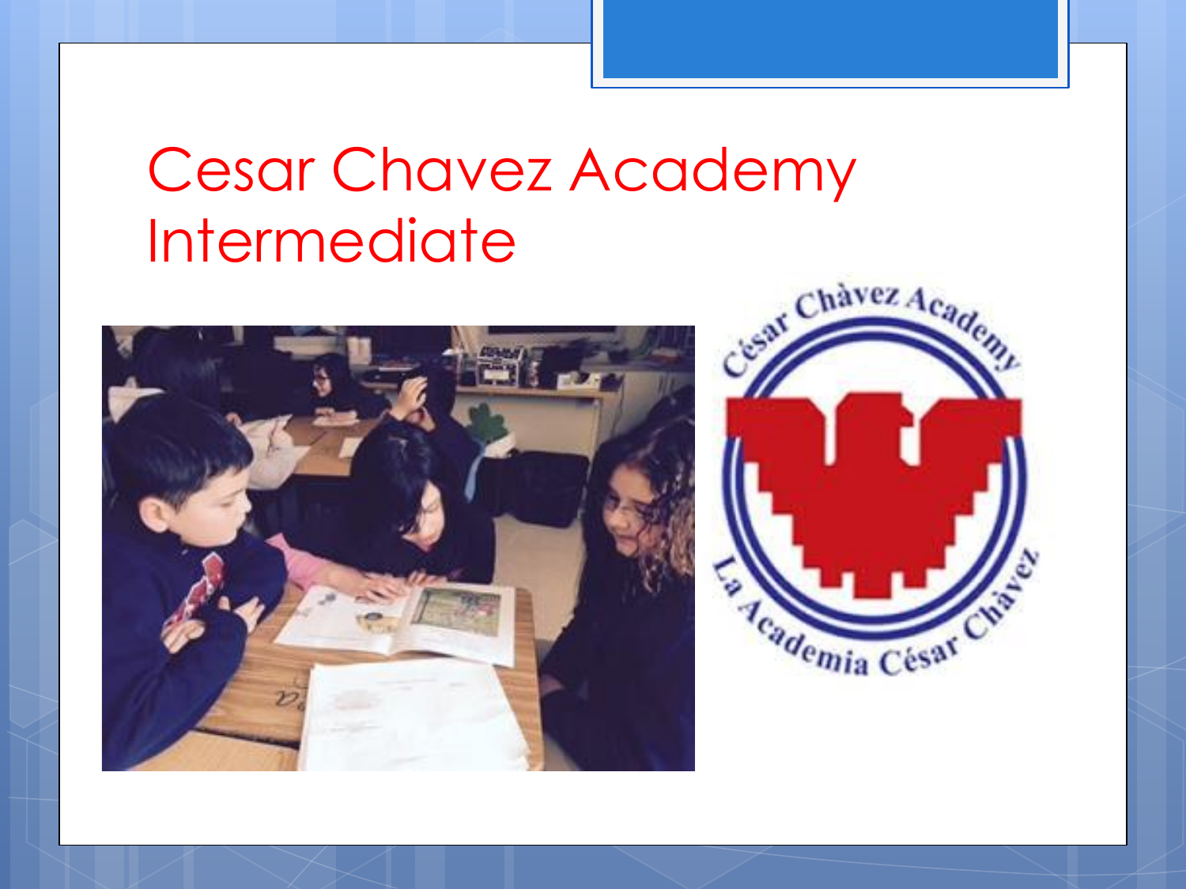# Cesar Chavez Academy Intermediate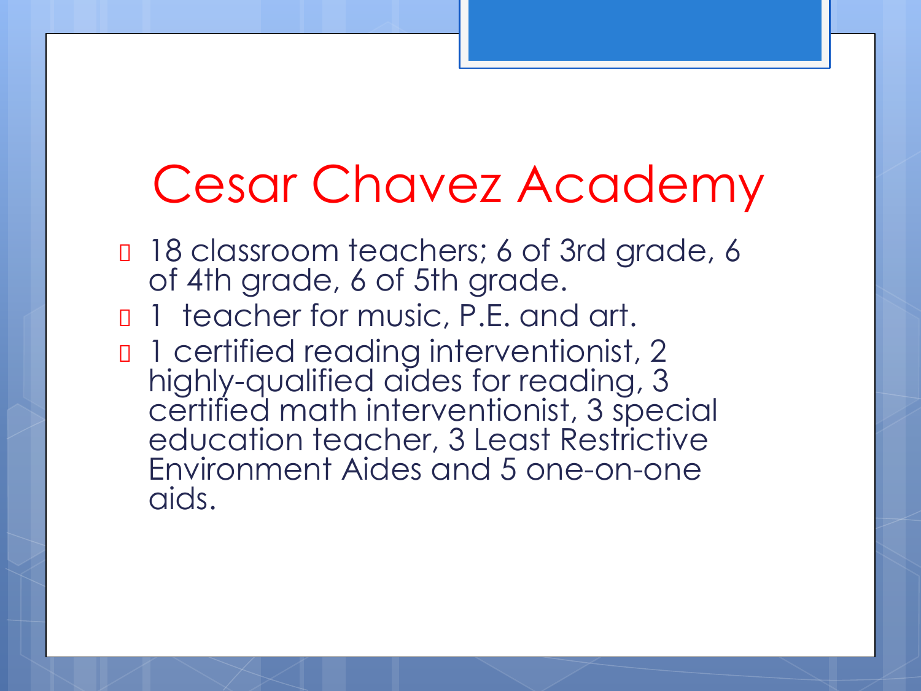# Cesar Chavez Academy

- 18 classroom teachers; 6 of 3rd grade, 6 of 4th grade, 6 of 5th grade.
- 1 teacher for music, P.E. and art.
- 1 certified reading interventionist, 2 highly-qualified aides for reading, 3 certified math interventionist, 3 special education teacher, 3 Least Restrictive Environment Aides and 5 one-on-one aids.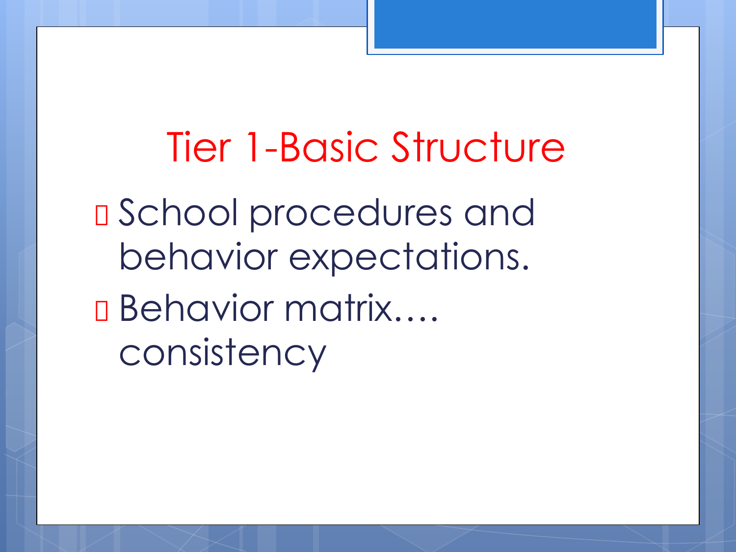# Tier 1-Basic Structure

- School procedures and behavior expectations.
- Behavior matrix…. consistency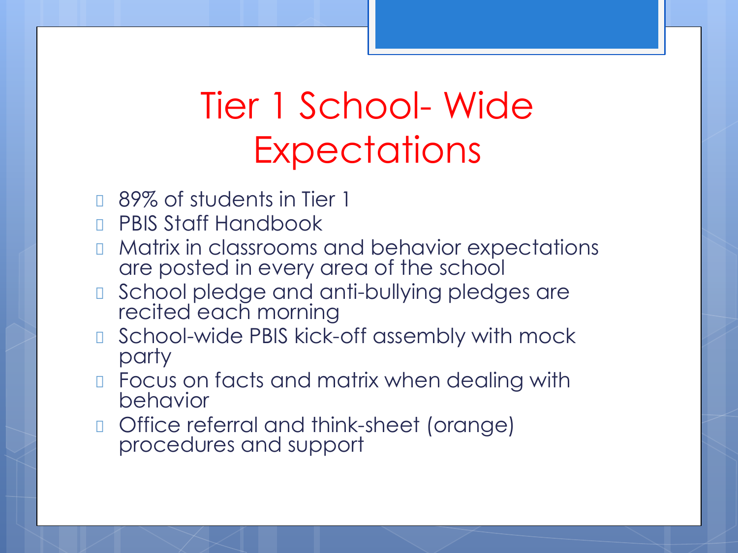# Tier 1 School- Wide Expectations

- 89% of students in Tier 1
- PBIS Staff Handbook
- Matrix in classrooms and behavior expectations are posted in every area of the school
- School pledge and anti-bullying pledges are recited each morning
- School-wide PBIS kick-off assembly with mock party
- Focus on facts and matrix when dealing with behavior
- Office referral and think-sheet (orange) procedures and support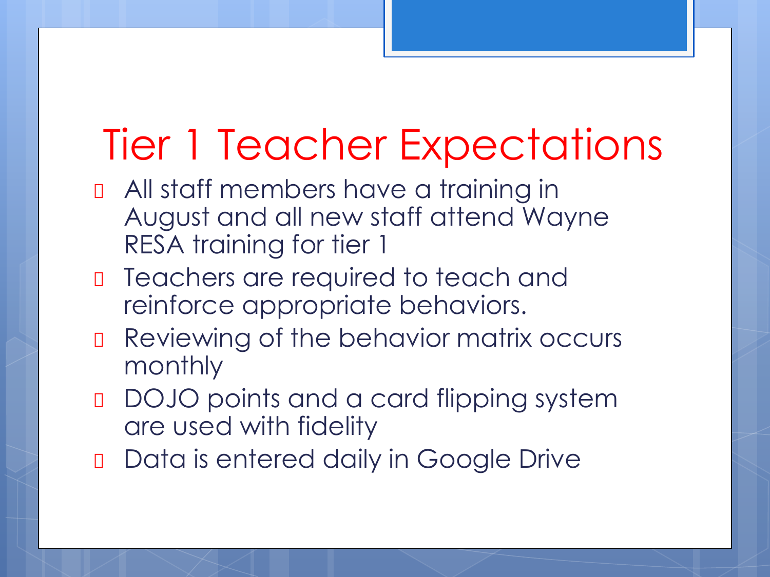# Tier 1 Teacher Expectations

- All staff members have a training in August and all new staff attend Wayne RESA training for tier 1
- Teachers are required to teach and reinforce appropriate behaviors.
- Reviewing of the behavior matrix occurs monthly
- DOJO points and a card flipping system are used with fidelity
- Data is entered daily in Google Drive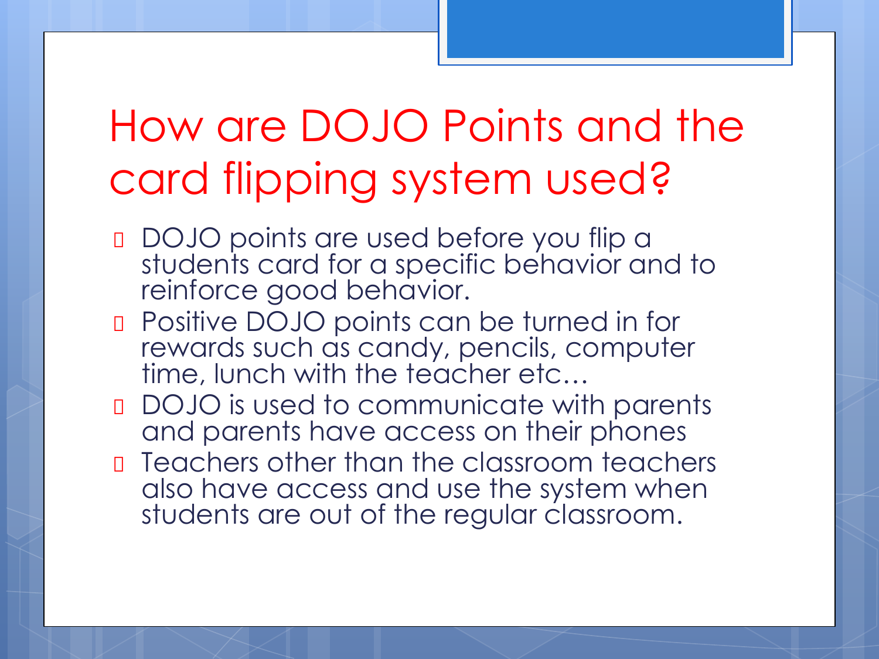# How are DOJO Points and the card flipping system used?

- DOJO points are used before you flip a students card for a specific behavior and to reinforce good behavior.
- Positive DOJO points can be turned in for rewards such as candy, pencils, computer time, lunch with the teacher etc…
- DOJO is used to communicate with parents and parents have access on their phones
- Teachers other than the classroom teachers also have access and use the system when students are out of the regular classroom.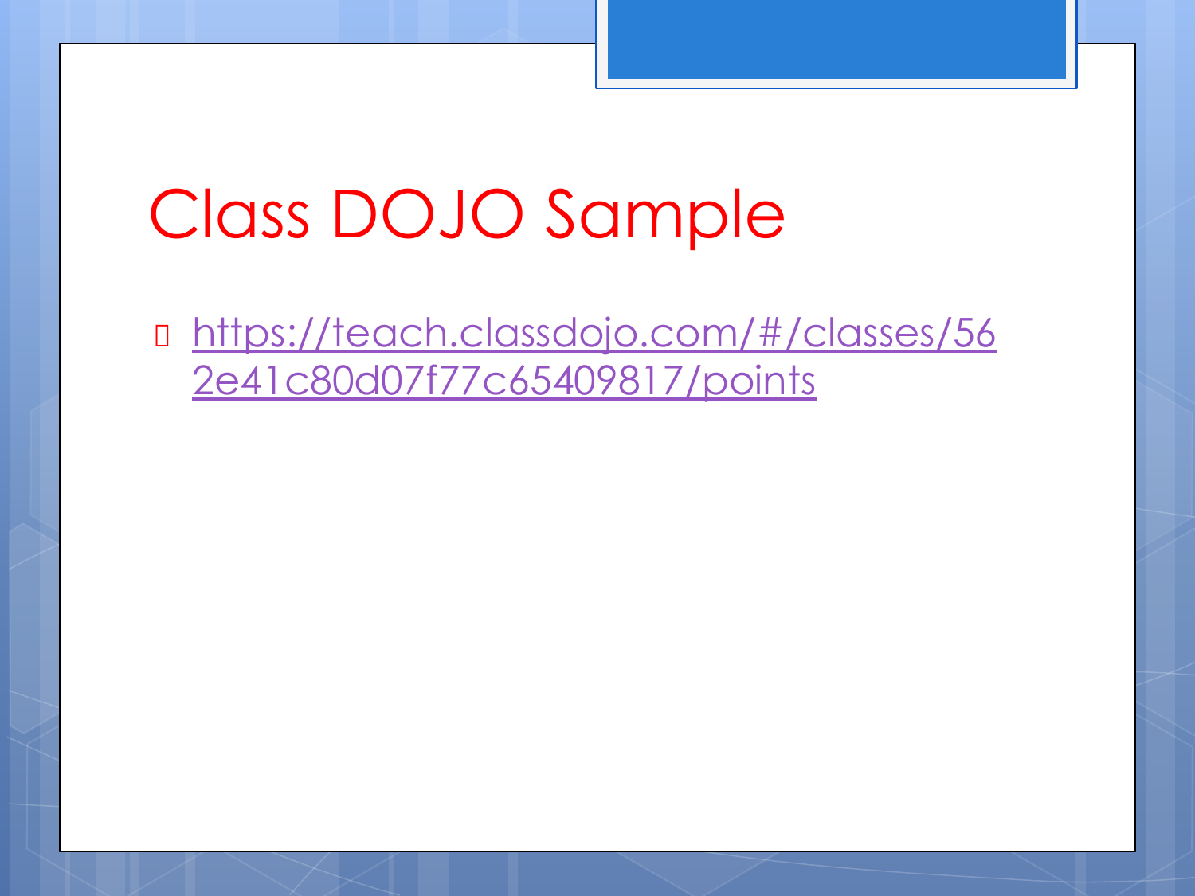# Class DOJO Sample

- https://teach.classdojo.com/#/classes/562e41c80d07f77c65409817/points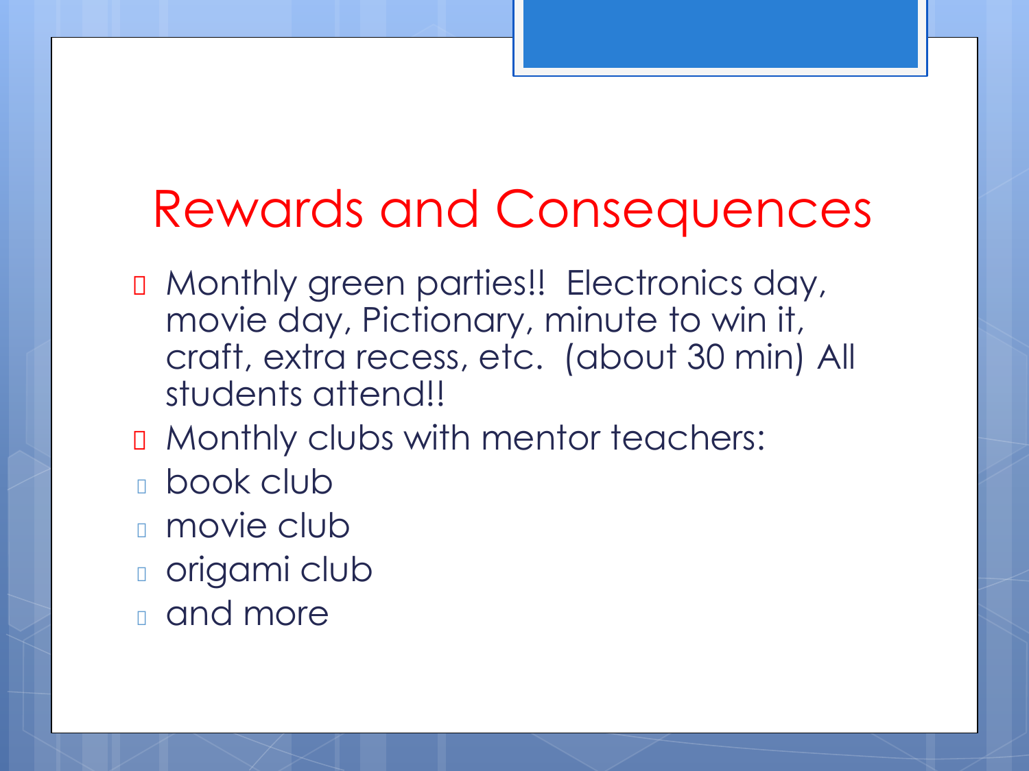# Rewards and Consequences

- Monthly green parties!! Electronics day, movie day, Pictionary, minute to win it, craft, extra recess, etc. (about 30 min) All students attend!!
- Monthly clubs with mentor teachers:
  - book club
  - movie club
  - origami club
  - and more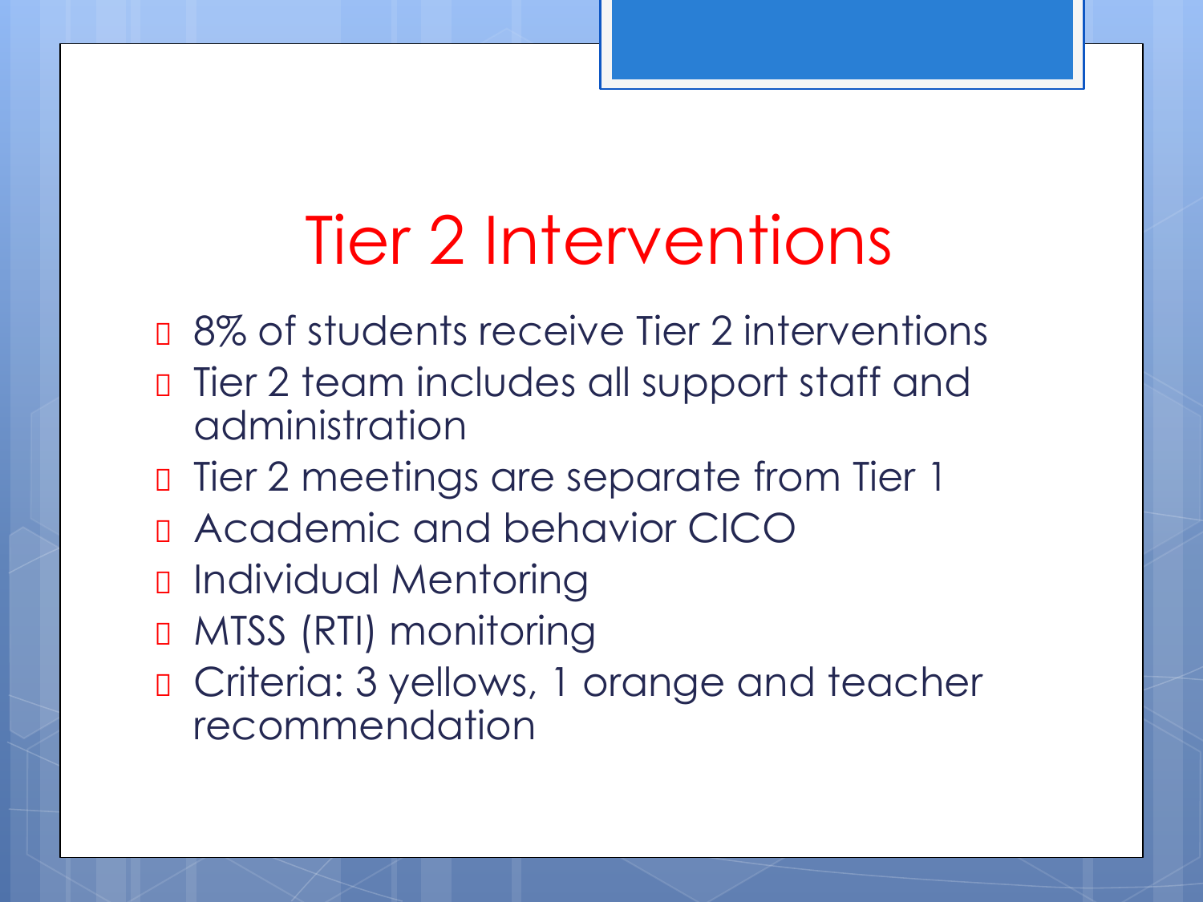# Tier 2 Interventions

- 8% of students receive Tier 2 interventions
- Tier 2 team includes all support staff and administration
- Tier 2 meetings are separate from Tier 1
- Academic and behavior CICO
- Individual Mentoring
- MTSS (RTI) monitoring
- Criteria: 3 yellows, 1 orange and teacher recommendation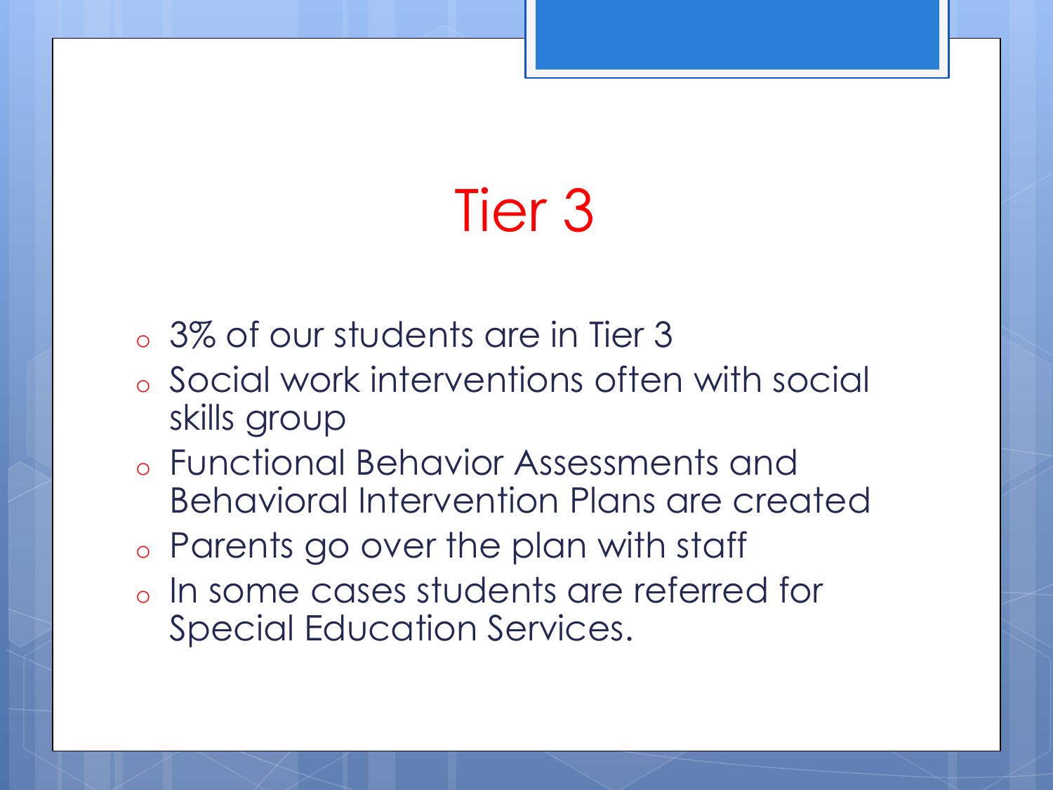# Tier 3

- 3% of our students are in Tier 3
- Social work interventions often with social skills group
- Functional Behavior Assessments and Behavioral Intervention Plans are created
- Parents go over the plan with staff
- In some cases students are referred for Special Education Services.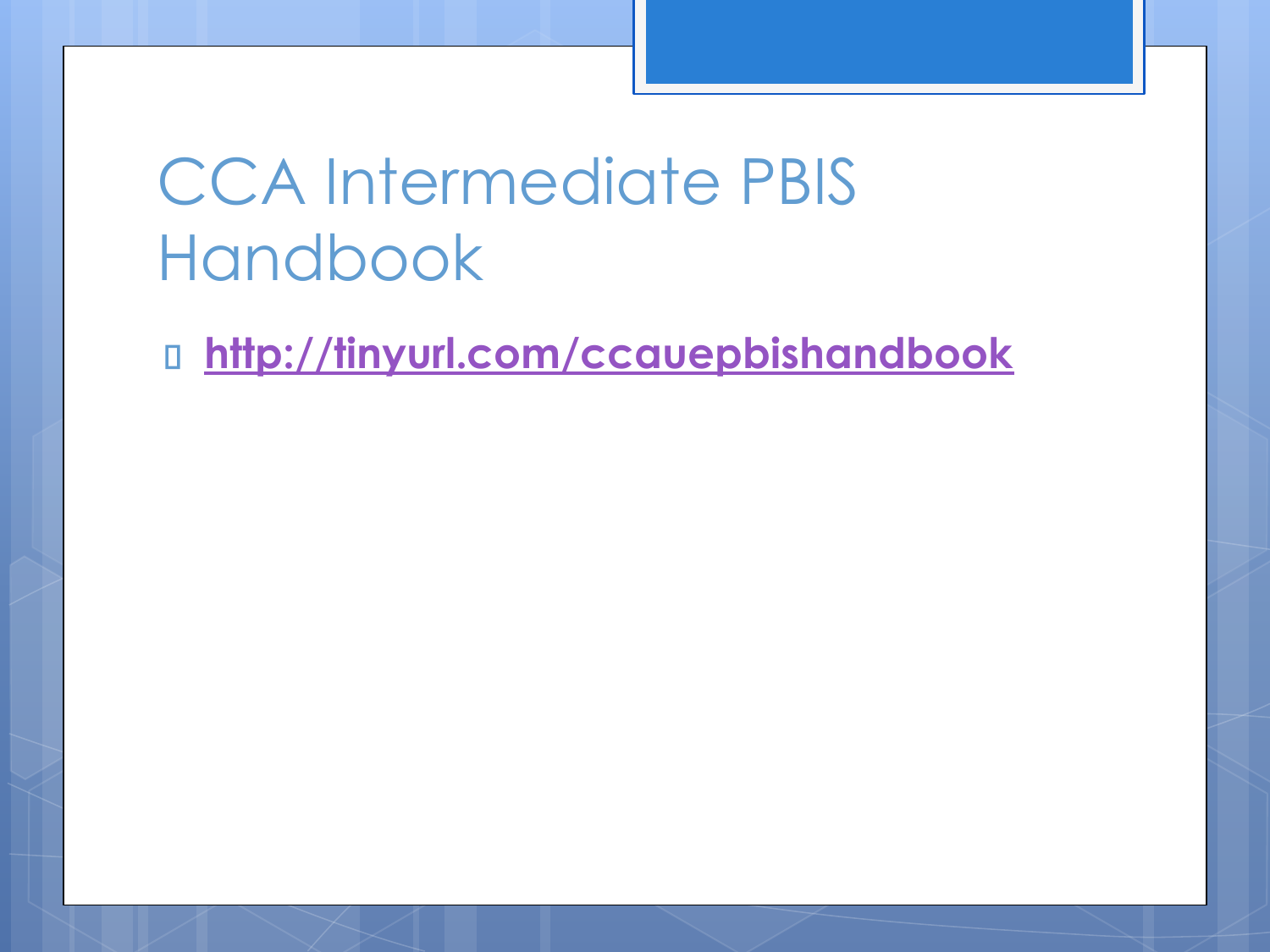# CCA Intermediate PBIS Handbook

- **http://tinyurl.com/ccauepbishandbook**